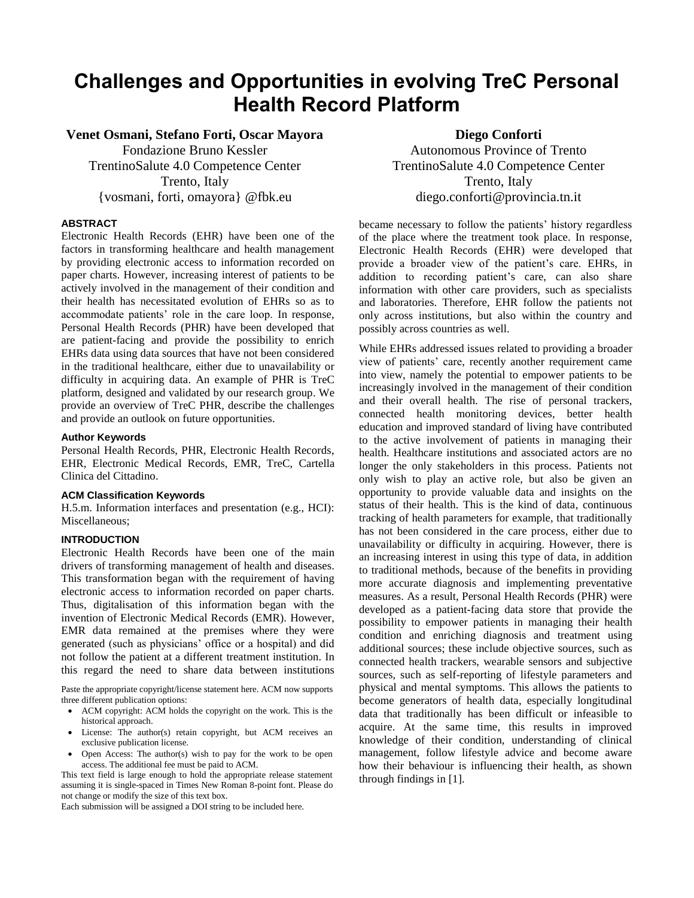# Challenges and Opportunities in evolving TreC Personal Health Record Platform

**Venet Osmani, Stefano Forti, Oscar Mayora**
Fondazione Bruno Kessler
TrentinoSalute 4.0 Competence Center
Trento, Italy
{vosmani, forti, omayora} @fbk.eu

**Diego Conforti**
Autonomous Province of Trento
TrentinoSalute 4.0 Competence Center
Trento, Italy
diego.conforti@provincia.tn.it

## ABSTRACT

Electronic Health Records (EHR) have been one of the factors in transforming healthcare and health management by providing electronic access to information recorded on paper charts. However, increasing interest of patients to be actively involved in the management of their condition and their health has necessitated evolution of EHRs so as to accommodate patients' role in the care loop. In response, Personal Health Records (PHR) have been developed that are patient-facing and provide the possibility to enrich EHRs data using data sources that have not been considered in the traditional healthcare, either due to unavailability or difficulty in acquiring data. An example of PHR is TreC platform, designed and validated by our research group. We provide an overview of TreC PHR, describe the challenges and provide an outlook on future opportunities.

### Author Keywords

Personal Health Records, PHR, Electronic Health Records, EHR, Electronic Medical Records, EMR, TreC, Cartella Clinica del Cittadino.

### ACM Classification Keywords

H.5.m. Information interfaces and presentation (e.g., HCI): Miscellaneous;

## INTRODUCTION

Electronic Health Records have been one of the main drivers of transforming management of health and diseases. This transformation began with the requirement of having electronic access to information recorded on paper charts. Thus, digitalisation of this information began with the invention of Electronic Medical Records (EMR). However, EMR data remained at the premises where they were generated (such as physicians' office or a hospital) and did not follow the patient at a different treatment institution. In this regard the need to share data between institutions became necessary to follow the patients' history regardless of the place where the treatment took place. In response, Electronic Health Records (EHR) were developed that provide a broader view of the patient's care. EHRs, in addition to recording patient's care, can also share information with other care providers, such as specialists and laboratories. Therefore, EHR follow the patients not only across institutions, but also within the country and possibly across countries as well.

While EHRs addressed issues related to providing a broader view of patients' care, recently another requirement came into view, namely the potential to empower patients to be increasingly involved in the management of their condition and their overall health. The rise of personal trackers, connected health monitoring devices, better health education and improved standard of living have contributed to the active involvement of patients in managing their health. Healthcare institutions and associated actors are no longer the only stakeholders in this process. Patients not only wish to play an active role, but also be given an opportunity to provide valuable data and insights on the status of their health. This is the kind of data, continuous tracking of health parameters for example, that traditionally has not been considered in the care process, either due to unavailability or difficulty in acquiring. However, there is an increasing interest in using this type of data, in addition to traditional methods, because of the benefits in providing more accurate diagnosis and implementing preventative measures. As a result, Personal Health Records (PHR) were developed as a patient-facing data store that provide the possibility to empower patients in managing their health condition and enriching diagnosis and treatment using additional sources; these include objective sources, such as connected health trackers, wearable sensors and subjective sources, such as self-reporting of lifestyle parameters and physical and mental symptoms. This allows the patients to become generators of health data, especially longitudinal data that traditionally has been difficult or infeasible to acquire. At the same time, this results in improved knowledge of their condition, understanding of clinical management, follow lifestyle advice and become aware how their behaviour is influencing their health, as shown through findings in [1].

Paste the appropriate copyright/license statement here. ACM now supports three different publication options:

- ACM copyright: ACM holds the copyright on the work. This is the historical approach.
- License: The author(s) retain copyright, but ACM receives an exclusive publication license.
- Open Access: The author(s) wish to pay for the work to be open access. The additional fee must be paid to ACM.

This text field is large enough to hold the appropriate release statement assuming it is single-spaced in Times New Roman 8-point font. Please do not change or modify the size of this text box.

Each submission will be assigned a DOI string to be included here.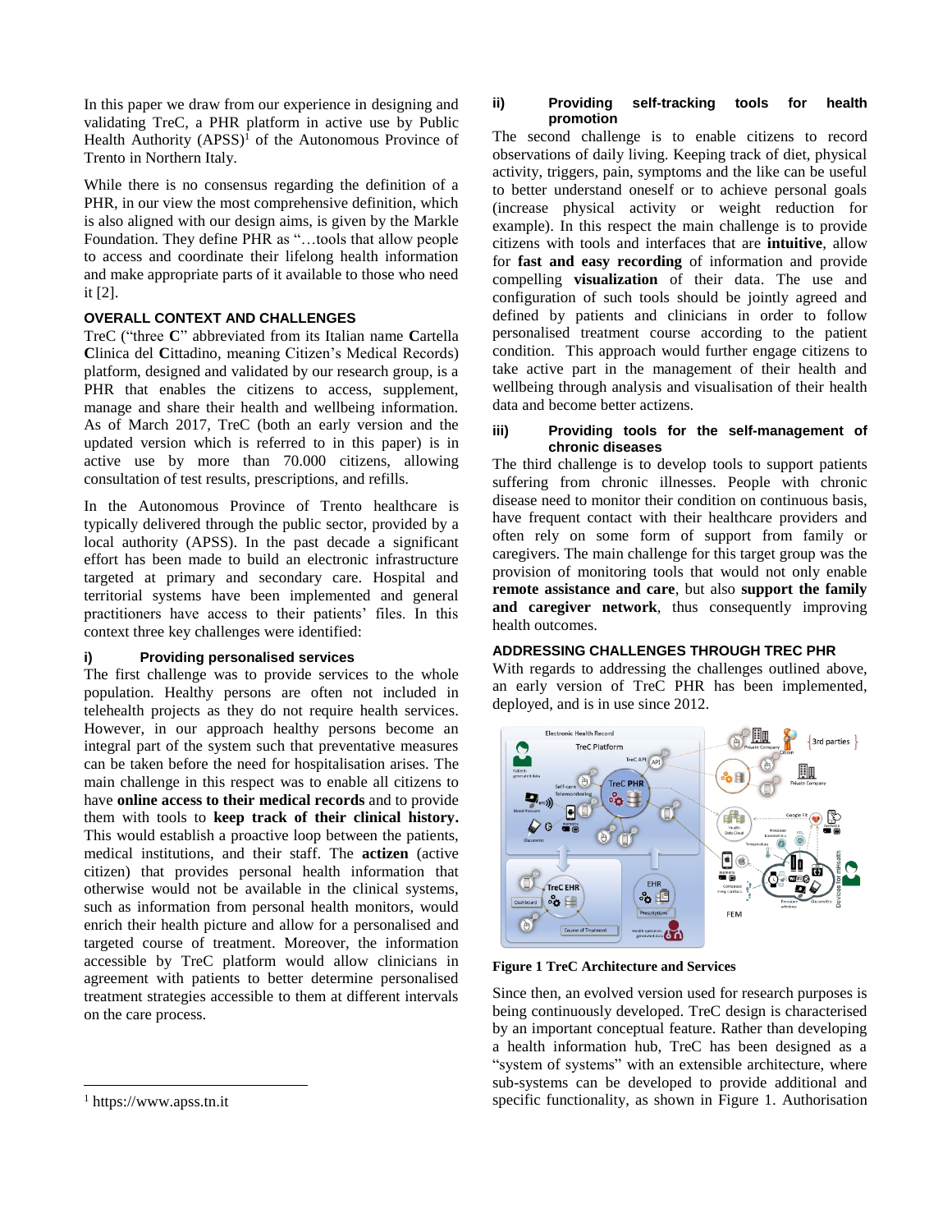In this paper we draw from our experience in designing and validating TreC, a PHR platform in active use by Public Health Authority (APSS)[1] of the Autonomous Province of Trento in Northern Italy.

While there is no consensus regarding the definition of a PHR, in our view the most comprehensive definition, which is also aligned with our design aims, is given by the Markle Foundation. They define PHR as "…tools that allow people to access and coordinate their lifelong health information and make appropriate parts of it available to those who need it [2].

## OVERALL CONTEXT AND CHALLENGES

TreC ("three **C**" abbreviated from its Italian name **C**artella **C**linica del **C**ittadino, meaning Citizen's Medical Records) platform, designed and validated by our research group, is a PHR that enables the citizens to access, supplement, manage and share their health and wellbeing information. As of March 2017, TreC (both an early version and the updated version which is referred to in this paper) is in active use by more than 70.000 citizens, allowing consultation of test results, prescriptions, and refills.

In the Autonomous Province of Trento healthcare is typically delivered through the public sector, provided by a local authority (APSS). In the past decade a significant effort has been made to build an electronic infrastructure targeted at primary and secondary care. Hospital and territorial systems have been implemented and general practitioners have access to their patients' files. In this context three key challenges were identified:

### i) Providing personalised services

The first challenge was to provide services to the whole population. Healthy persons are often not included in telehealth projects as they do not require health services. However, in our approach healthy persons become an integral part of the system such that preventative measures can be taken before the need for hospitalisation arises. The main challenge in this respect was to enable all citizens to have **online access to their medical records** and to provide them with tools to **keep track of their clinical history.** This would establish a proactive loop between the patients, medical institutions, and their staff. The **actizen** (active citizen) that provides personal health information that otherwise would not be available in the clinical systems, such as information from personal health monitors, would enrich their health picture and allow for a personalised and targeted course of treatment. Moreover, the information accessible by TreC platform would allow clinicians in agreement with patients to better determine personalised treatment strategies accessible to them at different intervals on the care process.

### ii) Providing self-tracking tools for health promotion

The second challenge is to enable citizens to record observations of daily living. Keeping track of diet, physical activity, triggers, pain, symptoms and the like can be useful to better understand oneself or to achieve personal goals (increase physical activity or weight reduction for example). In this respect the main challenge is to provide citizens with tools and interfaces that are **intuitive**, allow for **fast and easy recording** of information and provide compelling **visualization** of their data. The use and configuration of such tools should be jointly agreed and defined by patients and clinicians in order to follow personalised treatment course according to the patient condition. This approach would further engage citizens to take active part in the management of their health and wellbeing through analysis and visualisation of their health data and become better actizens.

### iii) Providing tools for the self-management of chronic diseases

The third challenge is to develop tools to support patients suffering from chronic illnesses. People with chronic disease need to monitor their condition on continuous basis, have frequent contact with their healthcare providers and often rely on some form of support from family or caregivers. The main challenge for this target group was the provision of monitoring tools that would not only enable **remote assistance and care**, but also **support the family and caregiver network**, thus consequently improving health outcomes.

## ADDRESSING CHALLENGES THROUGH TREC PHR

With regards to addressing the challenges outlined above, an early version of TreC PHR has been implemented, deployed, and is in use since 2012.

**Figure 1 TreC Architecture and Services**

Since then, an evolved version used for research purposes is being continuously developed. TreC design is characterised by an important conceptual feature. Rather than developing a health information hub, TreC has been designed as a "system of systems" with an extensible architecture, where sub-systems can be developed to provide additional and specific functionality, as shown in Figure 1. Authorisation

[1] https://www.apss.tn.it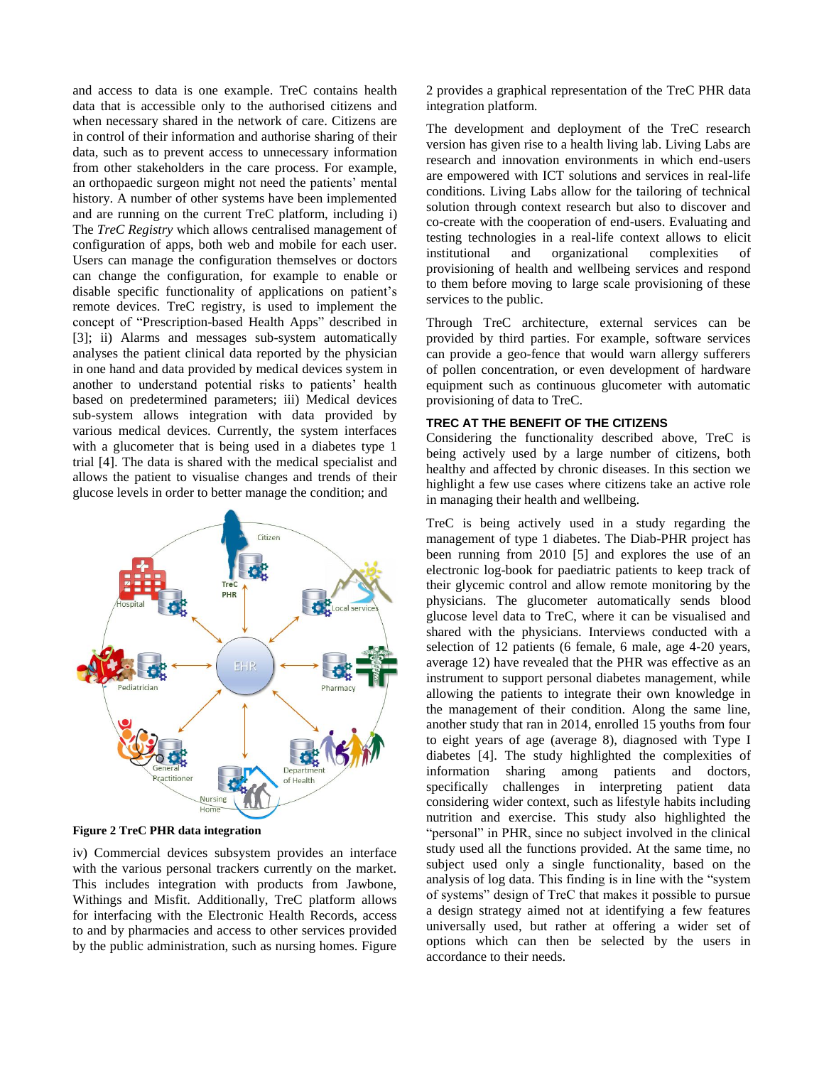and access to data is one example. TreC contains health data that is accessible only to the authorised citizens and when necessary shared in the network of care. Citizens are in control of their information and authorise sharing of their data, such as to prevent access to unnecessary information from other stakeholders in the care process. For example, an orthopaedic surgeon might not need the patients' mental history. A number of other systems have been implemented and are running on the current TreC platform, including i) The *TreC Registry* which allows centralised management of configuration of apps, both web and mobile for each user. Users can manage the configuration themselves or doctors can change the configuration, for example to enable or disable specific functionality of applications on patient's remote devices. TreC registry, is used to implement the concept of "Prescription-based Health Apps" described in [3]; ii) Alarms and messages sub-system automatically analyses the patient clinical data reported by the physician in one hand and data provided by medical devices system in another to understand potential risks to patients' health based on predetermined parameters; iii) Medical devices sub-system allows integration with data provided by various medical devices. Currently, the system interfaces with a glucometer that is being used in a diabetes type 1 trial [4]. The data is shared with the medical specialist and allows the patient to visualise changes and trends of their glucose levels in order to better manage the condition; and

**Figure 2 TreC PHR data integration**

iv) Commercial devices subsystem provides an interface with the various personal trackers currently on the market. This includes integration with products from Jawbone, Withings and Misfit. Additionally, TreC platform allows for interfacing with the Electronic Health Records, access to and by pharmacies and access to other services provided by the public administration, such as nursing homes. Figure 2 provides a graphical representation of the TreC PHR data integration platform.

The development and deployment of the TreC research version has given rise to a health living lab. Living Labs are research and innovation environments in which end-users are empowered with ICT solutions and services in real-life conditions. Living Labs allow for the tailoring of technical solution through context research but also to discover and co-create with the cooperation of end-users. Evaluating and testing technologies in a real-life context allows to elicit institutional and organizational complexities of provisioning of health and wellbeing services and respond to them before moving to large scale provisioning of these services to the public.

Through TreC architecture, external services can be provided by third parties. For example, software services can provide a geo-fence that would warn allergy sufferers of pollen concentration, or even development of hardware equipment such as continuous glucometer with automatic provisioning of data to TreC.

## TREC AT THE BENEFIT OF THE CITIZENS

Considering the functionality described above, TreC is being actively used by a large number of citizens, both healthy and affected by chronic diseases. In this section we highlight a few use cases where citizens take an active role in managing their health and wellbeing.

TreC is being actively used in a study regarding the management of type 1 diabetes. The Diab-PHR project has been running from 2010 [5] and explores the use of an electronic log-book for paediatric patients to keep track of their glycemic control and allow remote monitoring by the physicians. The glucometer automatically sends blood glucose level data to TreC, where it can be visualised and shared with the physicians. Interviews conducted with a selection of 12 patients (6 female, 6 male, age 4-20 years, average 12) have revealed that the PHR was effective as an instrument to support personal diabetes management, while allowing the patients to integrate their own knowledge in the management of their condition. Along the same line, another study that ran in 2014, enrolled 15 youths from four to eight years of age (average 8), diagnosed with Type I diabetes [4]. The study highlighted the complexities of information sharing among patients and doctors, specifically challenges in interpreting patient data considering wider context, such as lifestyle habits including nutrition and exercise. This study also highlighted the "personal" in PHR, since no subject involved in the clinical study used all the functions provided. At the same time, no subject used only a single functionality, based on the analysis of log data. This finding is in line with the "system of systems" design of TreC that makes it possible to pursue a design strategy aimed not at identifying a few features universally used, but rather at offering a wider set of options which can then be selected by the users in accordance to their needs.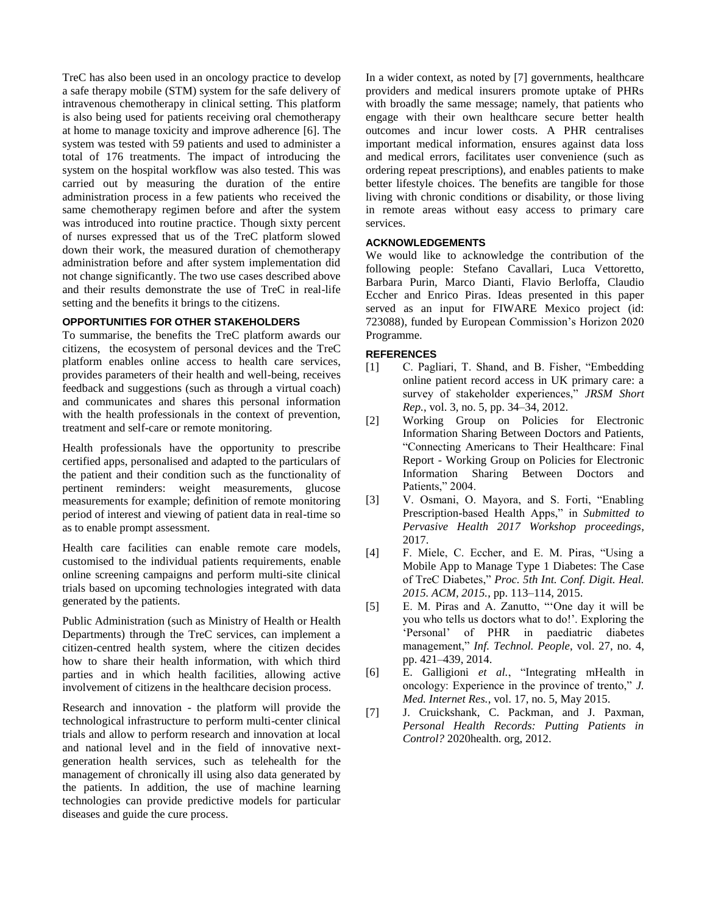TreC has also been used in an oncology practice to develop a safe therapy mobile (STM) system for the safe delivery of intravenous chemotherapy in clinical setting. This platform is also being used for patients receiving oral chemotherapy at home to manage toxicity and improve adherence [6]. The system was tested with 59 patients and used to administer a total of 176 treatments. The impact of introducing the system on the hospital workflow was also tested. This was carried out by measuring the duration of the entire administration process in a few patients who received the same chemotherapy regimen before and after the system was introduced into routine practice. Though sixty percent of nurses expressed that us of the TreC platform slowed down their work, the measured duration of chemotherapy administration before and after system implementation did not change significantly. The two use cases described above and their results demonstrate the use of TreC in real-life setting and the benefits it brings to the citizens.

### OPPORTUNITIES FOR OTHER STAKEHOLDERS

To summarise, the benefits the TreC platform awards our citizens, the ecosystem of personal devices and the TreC platform enables online access to health care services, provides parameters of their health and well-being, receives feedback and suggestions (such as through a virtual coach) and communicates and shares this personal information with the health professionals in the context of prevention, treatment and self-care or remote monitoring.

Health professionals have the opportunity to prescribe certified apps, personalised and adapted to the particulars of the patient and their condition such as the functionality of pertinent reminders: weight measurements, glucose measurements for example; definition of remote monitoring period of interest and viewing of patient data in real-time so as to enable prompt assessment.

Health care facilities can enable remote care models, customised to the individual patients requirements, enable online screening campaigns and perform multi-site clinical trials based on upcoming technologies integrated with data generated by the patients.

Public Administration (such as Ministry of Health or Health Departments) through the TreC services, can implement a citizen-centred health system, where the citizen decides how to share their health information, with which third parties and in which health facilities, allowing active involvement of citizens in the healthcare decision process.

Research and innovation - the platform will provide the technological infrastructure to perform multi-center clinical trials and allow to perform research and innovation at local and national level and in the field of innovative next-generation health services, such as telehealth for the management of chronically ill using also data generated by the patients. In addition, the use of machine learning technologies can provide predictive models for particular diseases and guide the cure process.

In a wider context, as noted by [7] governments, healthcare providers and medical insurers promote uptake of PHRs with broadly the same message; namely, that patients who engage with their own healthcare secure better health outcomes and incur lower costs. A PHR centralises important medical information, ensures against data loss and medical errors, facilitates user convenience (such as ordering repeat prescriptions), and enables patients to make better lifestyle choices. The benefits are tangible for those living with chronic conditions or disability, or those living in remote areas without easy access to primary care services.

### ACKNOWLEDGEMENTS

We would like to acknowledge the contribution of the following people: Stefano Cavallari, Luca Vettoretto, Barbara Purin, Marco Dianti, Flavio Berloffa, Claudio Eccher and Enrico Piras. Ideas presented in this paper served as an input for FIWARE Mexico project (id: 723088), funded by European Commission's Horizon 2020 Programme.

### REFERENCES

[1] C. Pagliari, T. Shand, and B. Fisher, "Embedding online patient record access in UK primary care: a survey of stakeholder experiences," *JRSM Short Rep.*, vol. 3, no. 5, pp. 34–34, 2012.

[2] Working Group on Policies for Electronic Information Sharing Between Doctors and Patients, "Connecting Americans to Their Healthcare: Final Report - Working Group on Policies for Electronic Information Sharing Between Doctors and Patients," 2004.

[3] V. Osmani, O. Mayora, and S. Forti, "Enabling Prescription-based Health Apps," in *Submitted to Pervasive Health 2017 Workshop proceedings*, 2017.

[4] F. Miele, C. Eccher, and E. M. Piras, "Using a Mobile App to Manage Type 1 Diabetes: The Case of TreC Diabetes," *Proc. 5th Int. Conf. Digit. Heal. 2015. ACM, 2015.*, pp. 113–114, 2015.

[5] E. M. Piras and A. Zanutto, "'One day it will be you who tells us doctors what to do!'. Exploring the 'Personal' of PHR in paediatric diabetes management," *Inf. Technol. People*, vol. 27, no. 4, pp. 421–439, 2014.

[6] E. Galligioni *et al.*, "Integrating mHealth in oncology: Experience in the province of trento," *J. Med. Internet Res.*, vol. 17, no. 5, May 2015.

[7] J. Cruickshank, C. Packman, and J. Paxman, *Personal Health Records: Putting Patients in Control?* 2020health. org, 2012.